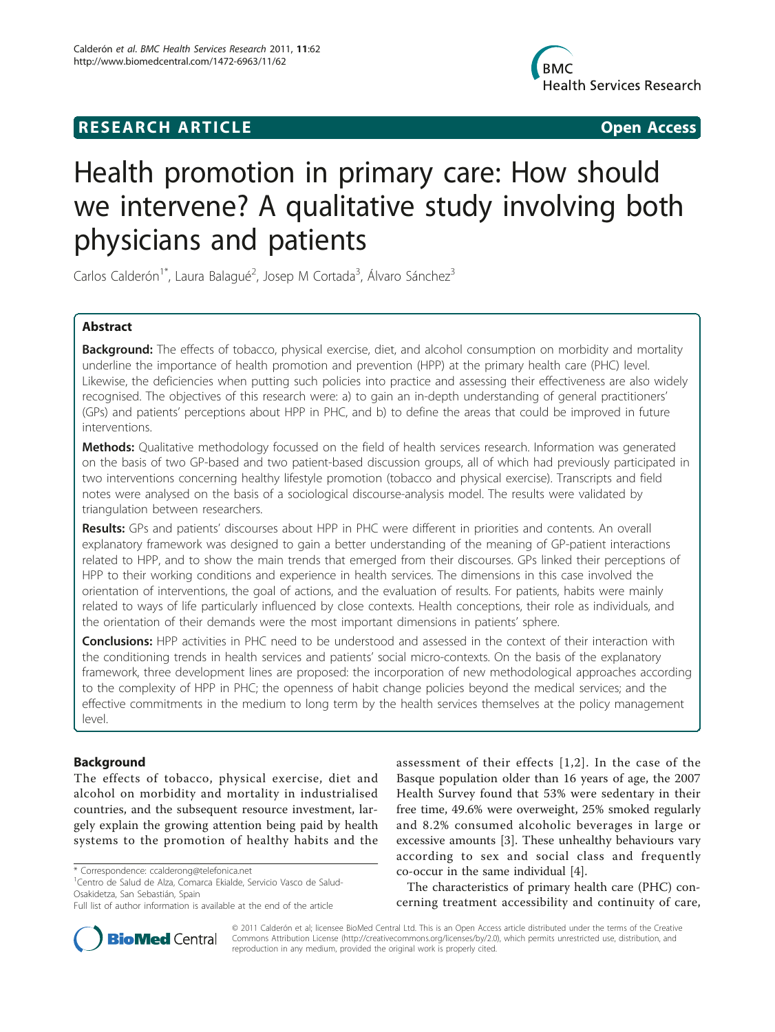RESEARCH ARTICLE Open Access

# Health promotion in primary care: How should we intervene? A qualitative study involving both physicians and patients

Carlos Calderón[1*], Laura Balagué[2], Josep M Cortada[3], Álvaro Sánchez[3]

## Abstract

**Background:** The effects of tobacco, physical exercise, diet, and alcohol consumption on morbidity and mortality underline the importance of health promotion and prevention (HPP) at the primary health care (PHC) level. Likewise, the deficiencies when putting such policies into practice and assessing their effectiveness are also widely recognised. The objectives of this research were: a) to gain an in-depth understanding of general practitioners' (GPs) and patients' perceptions about HPP in PHC, and b) to define the areas that could be improved in future interventions.

**Methods:** Qualitative methodology focussed on the field of health services research. Information was generated on the basis of two GP-based and two patient-based discussion groups, all of which had previously participated in two interventions concerning healthy lifestyle promotion (tobacco and physical exercise). Transcripts and field notes were analysed on the basis of a sociological discourse-analysis model. The results were validated by triangulation between researchers.

**Results:** GPs and patients' discourses about HPP in PHC were different in priorities and contents. An overall explanatory framework was designed to gain a better understanding of the meaning of GP-patient interactions related to HPP, and to show the main trends that emerged from their discourses. GPs linked their perceptions of HPP to their working conditions and experience in health services. The dimensions in this case involved the orientation of interventions, the goal of actions, and the evaluation of results. For patients, habits were mainly related to ways of life particularly influenced by close contexts. Health conceptions, their role as individuals, and the orientation of their demands were the most important dimensions in patients' sphere.

**Conclusions:** HPP activities in PHC need to be understood and assessed in the context of their interaction with the conditioning trends in health services and patients' social micro-contexts. On the basis of the explanatory framework, three development lines are proposed: the incorporation of new methodological approaches according to the complexity of HPP in PHC; the openness of habit change policies beyond the medical services; and the effective commitments in the medium to long term by the health services themselves at the policy management level.

## Background

The effects of tobacco, physical exercise, diet and alcohol on morbidity and mortality in industrialised countries, and the subsequent resource investment, largely explain the growing attention being paid by health systems to the promotion of healthy habits and the assessment of their effects [1,2]. In the case of the Basque population older than 16 years of age, the 2007 Health Survey found that 53% were sedentary in their free time, 49.6% were overweight, 25% smoked regularly and 8.2% consumed alcoholic beverages in large or excessive amounts [3]. These unhealthy behaviours vary according to sex and social class and frequently co-occur in the same individual [4].

The characteristics of primary health care (PHC) concerning treatment accessibility and continuity of care,

\* Correspondence: ccalderong@telefonica.net
[1]Centro de Salud de Alza, Comarca Ekialde, Servicio Vasco de Salud-Osakidetza, San Sebastián, Spain
Full list of author information is available at the end of the article

© 2011 Calderón et al; licensee BioMed Central Ltd. This is an Open Access article distributed under the terms of the Creative Commons Attribution License (http://creativecommons.org/licenses/by/2.0), which permits unrestricted use, distribution, and reproduction in any medium, provided the original work is properly cited.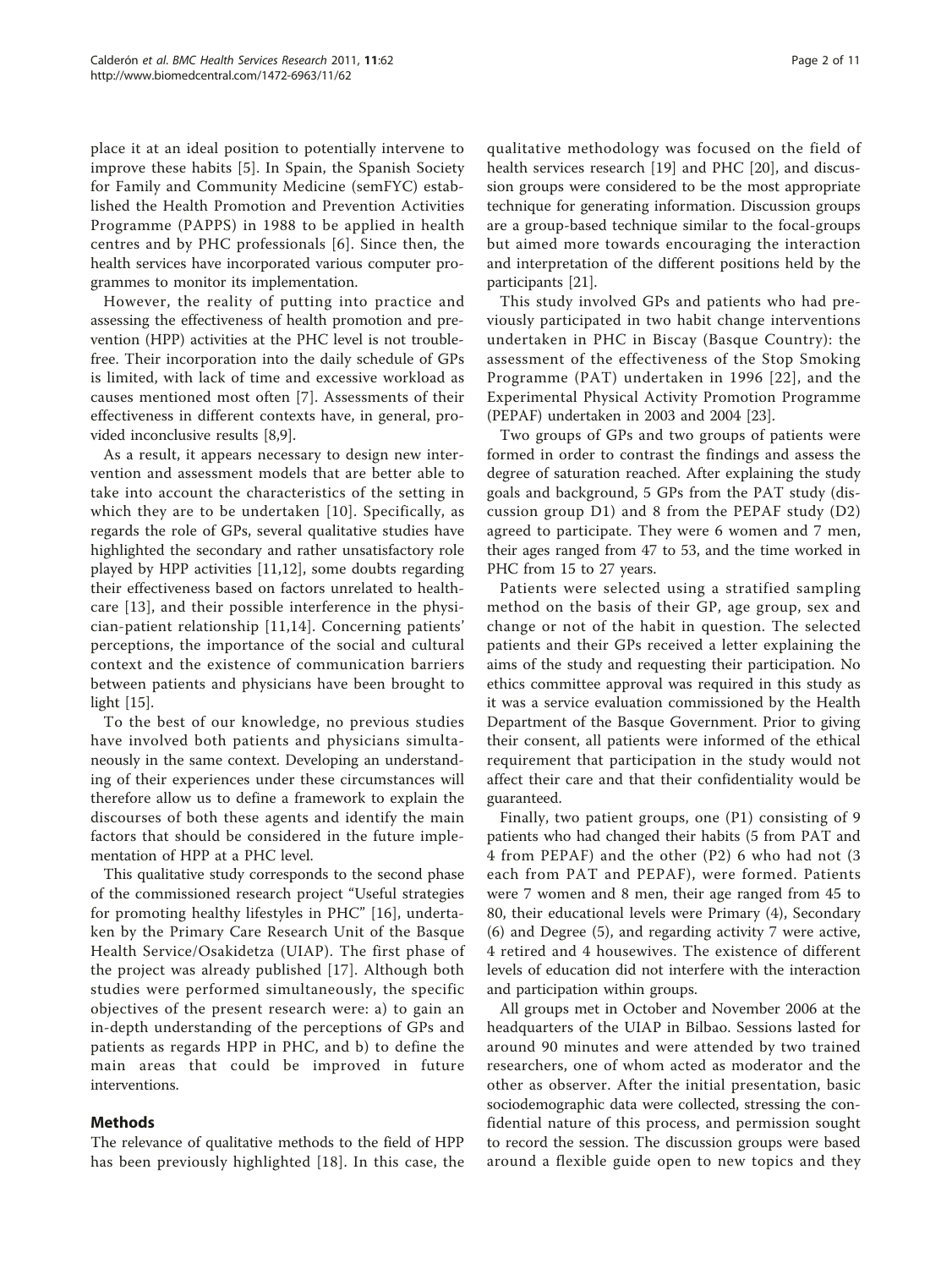place it at an ideal position to potentially intervene to improve these habits [5]. In Spain, the Spanish Society for Family and Community Medicine (semFYC) established the Health Promotion and Prevention Activities Programme (PAPPS) in 1988 to be applied in health centres and by PHC professionals [6]. Since then, the health services have incorporated various computer programmes to monitor its implementation.

However, the reality of putting into practice and assessing the effectiveness of health promotion and prevention (HPP) activities at the PHC level is not trouble-free. Their incorporation into the daily schedule of GPs is limited, with lack of time and excessive workload as causes mentioned most often [7]. Assessments of their effectiveness in different contexts have, in general, provided inconclusive results [8,9].

As a result, it appears necessary to design new intervention and assessment models that are better able to take into account the characteristics of the setting in which they are to be undertaken [10]. Specifically, as regards the role of GPs, several qualitative studies have highlighted the secondary and rather unsatisfactory role played by HPP activities [11,12], some doubts regarding their effectiveness based on factors unrelated to healthcare [13], and their possible interference in the physician-patient relationship [11,14]. Concerning patients' perceptions, the importance of the social and cultural context and the existence of communication barriers between patients and physicians have been brought to light [15].

To the best of our knowledge, no previous studies have involved both patients and physicians simultaneously in the same context. Developing an understanding of their experiences under these circumstances will therefore allow us to define a framework to explain the discourses of both these agents and identify the main factors that should be considered in the future implementation of HPP at a PHC level.

This qualitative study corresponds to the second phase of the commissioned research project "Useful strategies for promoting healthy lifestyles in PHC" [16], undertaken by the Primary Care Research Unit of the Basque Health Service/Osakidetza (UIAP). The first phase of the project was already published [17]. Although both studies were performed simultaneously, the specific objectives of the present research were: a) to gain an in-depth understanding of the perceptions of GPs and patients as regards HPP in PHC, and b) to define the main areas that could be improved in future interventions.

## Methods

The relevance of qualitative methods to the field of HPP has been previously highlighted [18]. In this case, the qualitative methodology was focused on the field of health services research [19] and PHC [20], and discussion groups were considered to be the most appropriate technique for generating information. Discussion groups are a group-based technique similar to the focal-groups but aimed more towards encouraging the interaction and interpretation of the different positions held by the participants [21].

This study involved GPs and patients who had previously participated in two habit change interventions undertaken in PHC in Biscay (Basque Country): the assessment of the effectiveness of the Stop Smoking Programme (PAT) undertaken in 1996 [22], and the Experimental Physical Activity Promotion Programme (PEPAF) undertaken in 2003 and 2004 [23].

Two groups of GPs and two groups of patients were formed in order to contrast the findings and assess the degree of saturation reached. After explaining the study goals and background, 5 GPs from the PAT study (discussion group D1) and 8 from the PEPAF study (D2) agreed to participate. They were 6 women and 7 men, their ages ranged from 47 to 53, and the time worked in PHC from 15 to 27 years.

Patients were selected using a stratified sampling method on the basis of their GP, age group, sex and change or not of the habit in question. The selected patients and their GPs received a letter explaining the aims of the study and requesting their participation. No ethics committee approval was required in this study as it was a service evaluation commissioned by the Health Department of the Basque Government. Prior to giving their consent, all patients were informed of the ethical requirement that participation in the study would not affect their care and that their confidentiality would be guaranteed.

Finally, two patient groups, one (P1) consisting of 9 patients who had changed their habits (5 from PAT and 4 from PEPAF) and the other (P2) 6 who had not (3 each from PAT and PEPAF), were formed. Patients were 7 women and 8 men, their age ranged from 45 to 80, their educational levels were Primary (4), Secondary (6) and Degree (5), and regarding activity 7 were active, 4 retired and 4 housewives. The existence of different levels of education did not interfere with the interaction and participation within groups.

All groups met in October and November 2006 at the headquarters of the UIAP in Bilbao. Sessions lasted for around 90 minutes and were attended by two trained researchers, one of whom acted as moderator and the other as observer. After the initial presentation, basic sociodemographic data were collected, stressing the confidential nature of this process, and permission sought to record the session. The discussion groups were based around a flexible guide open to new topics and they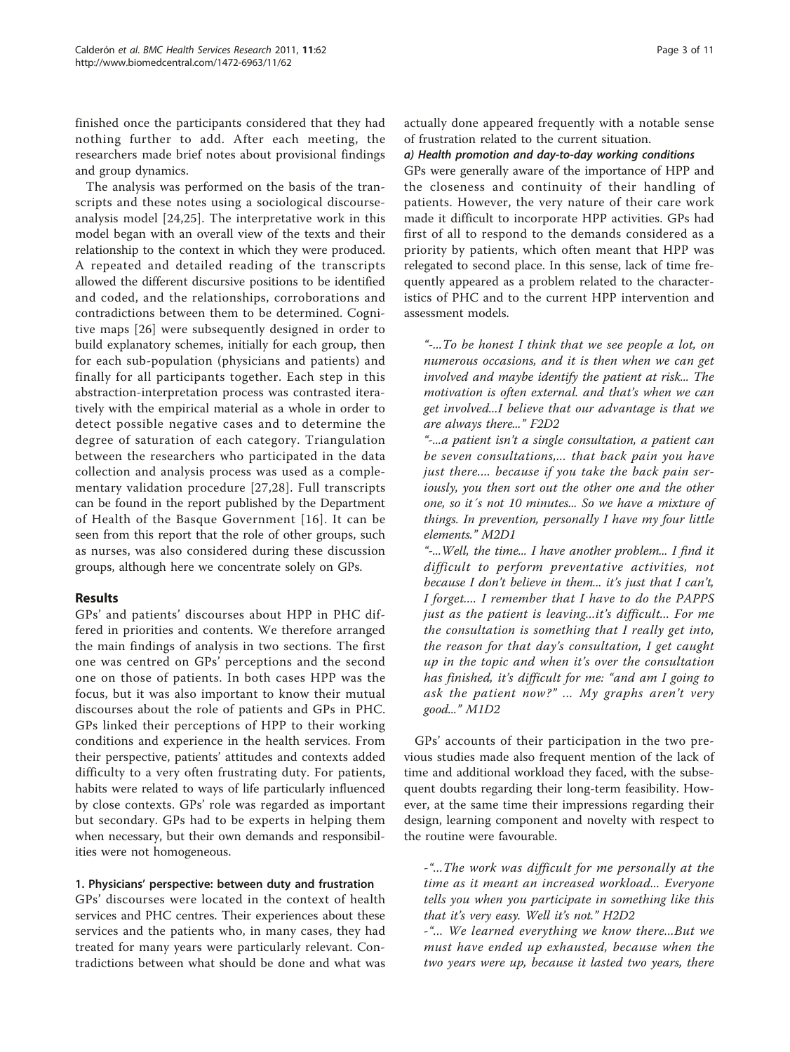finished once the participants considered that they had nothing further to add. After each meeting, the researchers made brief notes about provisional findings and group dynamics.

The analysis was performed on the basis of the transcripts and these notes using a sociological discourse-analysis model [24,25]. The interpretative work in this model began with an overall view of the texts and their relationship to the context in which they were produced. A repeated and detailed reading of the transcripts allowed the different discursive positions to be identified and coded, and the relationships, corroborations and contradictions between them to be determined. Cognitive maps [26] were subsequently designed in order to build explanatory schemes, initially for each group, then for each sub-population (physicians and patients) and finally for all participants together. Each step in this abstraction-interpretation process was contrasted iteratively with the empirical material as a whole in order to detect possible negative cases and to determine the degree of saturation of each category. Triangulation between the researchers who participated in the data collection and analysis process was used as a complementary validation procedure [27,28]. Full transcripts can be found in the report published by the Department of Health of the Basque Government [16]. It can be seen from this report that the role of other groups, such as nurses, was also considered during these discussion groups, although here we concentrate solely on GPs.

## Results

GPs' and patients' discourses about HPP in PHC differed in priorities and contents. We therefore arranged the main findings of analysis in two sections. The first one was centred on GPs' perceptions and the second one on those of patients. In both cases HPP was the focus, but it was also important to know their mutual discourses about the role of patients and GPs in PHC. GPs linked their perceptions of HPP to their working conditions and experience in the health services. From their perspective, patients' attitudes and contexts added difficulty to a very often frustrating duty. For patients, habits were related to ways of life particularly influenced by close contexts. GPs' role was regarded as important but secondary. GPs had to be experts in helping them when necessary, but their own demands and responsibilities were not homogeneous.

### 1. Physicians' perspective: between duty and frustration

GPs' discourses were located in the context of health services and PHC centres. Their experiences about these services and the patients who, in many cases, they had treated for many years were particularly relevant. Contradictions between what should be done and what was actually done appeared frequently with a notable sense of frustration related to the current situation.

#### *a) Health promotion and day-to-day working conditions*

GPs were generally aware of the importance of HPP and the closeness and continuity of their handling of patients. However, the very nature of their care work made it difficult to incorporate HPP activities. GPs had first of all to respond to the demands considered as a priority by patients, which often meant that HPP was relegated to second place. In this sense, lack of time frequently appeared as a problem related to the characteristics of PHC and to the current HPP intervention and assessment models.

> *"-...To be honest I think that we see people a lot, on numerous occasions, and it is then when we can get involved and maybe identify the patient at risk... The motivation is often external. and that's when we can get involved...I believe that our advantage is that we are always there..." F2D2*
>
> *"-...a patient isn't a single consultation, a patient can be seven consultations,... that back pain you have just there.... because if you take the back pain seriously, you then sort out the other one and the other one, so it´s not 10 minutes... So we have a mixture of things. In prevention, personally I have my four little elements." M2D1*
>
> *"-...Well, the time... I have another problem... I find it difficult to perform preventative activities, not because I don't believe in them... it's just that I can't, I forget.... I remember that I have to do the PAPPS just as the patient is leaving...it's difficult... For me the consultation is something that I really get into, the reason for that day's consultation, I get caught up in the topic and when it's over the consultation has finished, it's difficult for me: "and am I going to ask the patient now?" ... My graphs aren't very good..." M1D2*

GPs' accounts of their participation in the two previous studies made also frequent mention of the lack of time and additional workload they faced, with the subsequent doubts regarding their long-term feasibility. However, at the same time their impressions regarding their design, learning component and novelty with respect to the routine were favourable.

> *-"...The work was difficult for me personally at the time as it meant an increased workload... Everyone tells you when you participate in something like this that it's very easy. Well it's not." H2D2*
>
> *-"... We learned everything we know there...But we must have ended up exhausted, because when the two years were up, because it lasted two years, there*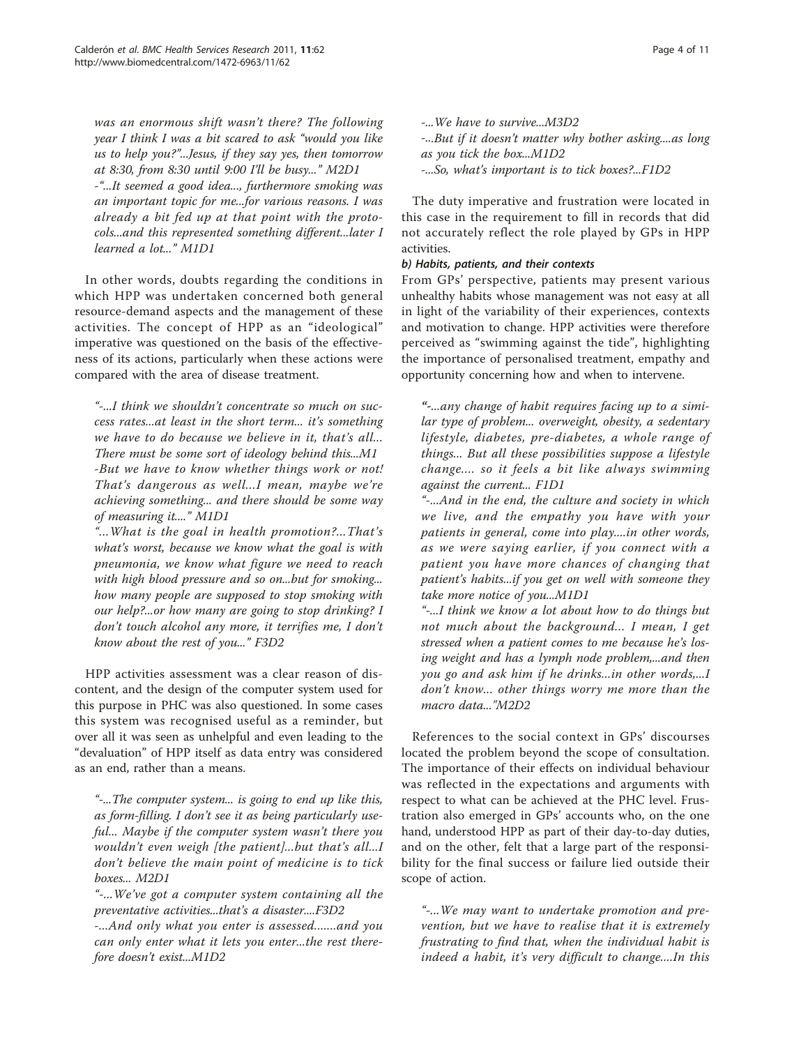*was an enormous shift wasn't there? The following year I think I was a bit scared to ask "would you like us to help you?"...Jesus, if they say yes, then tomorrow at 8:30, from 8:30 until 9:00 I'll be busy..." M2D1*

*-"...It seemed a good idea..., furthermore smoking was an important topic for me...for various reasons. I was already a bit fed up at that point with the protocols...and this represented something different...later I learned a lot..." M1D1*

In other words, doubts regarding the conditions in which HPP was undertaken concerned both general resource-demand aspects and the management of these activities. The concept of HPP as an "ideological" imperative was questioned on the basis of the effectiveness of its actions, particularly when these actions were compared with the area of disease treatment.

*"-...I think we shouldn't concentrate so much on success rates...at least in the short term... it's something we have to do because we believe in it, that's all... There must be some sort of ideology behind this...M1*

*-But we have to know whether things work or not! That's dangerous as well...I mean, maybe we're achieving something... and there should be some way of measuring it...." M1D1*

*"...What is the goal in health promotion?...That's what's worst, because we know what the goal is with pneumonia, we know what figure we need to reach with high blood pressure and so on...but for smoking... how many people are supposed to stop smoking with our help?...or how many are going to stop drinking? I don't touch alcohol any more, it terrifies me, I don't know about the rest of you..." F3D2*

HPP activities assessment was a clear reason of discontent, and the design of the computer system used for this purpose in PHC was also questioned. In some cases this system was recognised useful as a reminder, but over all it was seen as unhelpful and even leading to the "devaluation" of HPP itself as data entry was considered as an end, rather than a means.

*"-...The computer system... is going to end up like this, as form-filling. I don't see it as being particularly useful... Maybe if the computer system wasn't there you wouldn't even weigh [the patient]...but that's all...I don't believe the main point of medicine is to tick boxes... M2D1*

*"-...We've got a computer system containing all the preventative activities...that's a disaster....F3D2*

*-...And only what you enter is assessed.......and you can only enter what it lets you enter...the rest therefore doesn't exist...M1D2*

*-...We have to survive...M3D2*

*-...But if it doesn't matter why bother asking....as long as you tick the box...M1D2*

*-...So, what's important is to tick boxes?...F1D2*

The duty imperative and frustration were located in this case in the requirement to fill in records that did not accurately reflect the role played by GPs in HPP activities.

#### b) Habits, patients, and their contexts

From GPs' perspective, patients may present various unhealthy habits whose management was not easy at all in light of the variability of their experiences, contexts and motivation to change. HPP activities were therefore perceived as "swimming against the tide", highlighting the importance of personalised treatment, empathy and opportunity concerning how and when to intervene.

*"-...any change of habit requires facing up to a similar type of problem... overweight, obesity, a sedentary lifestyle, diabetes, pre-diabetes, a whole range of things... But all these possibilities suppose a lifestyle change.... so it feels a bit like always swimming against the current... F1D1*

*"-...And in the end, the culture and society in which we live, and the empathy you have with your patients in general, come into play....in other words, as we were saying earlier, if you connect with a patient you have more chances of changing that patient's habits...if you get on well with someone they take more notice of you...M1D1*

*"-...I think we know a lot about how to do things but not much about the background... I mean, I get stressed when a patient comes to me because he's losing weight and has a lymph node problem,...and then you go and ask him if he drinks...in other words,...I don't know... other things worry me more than the macro data..."M2D2*

References to the social context in GPs' discourses located the problem beyond the scope of consultation. The importance of their effects on individual behaviour was reflected in the expectations and arguments with respect to what can be achieved at the PHC level. Frustration also emerged in GPs' accounts who, on the one hand, understood HPP as part of their day-to-day duties, and on the other, felt that a large part of the responsibility for the final success or failure lied outside their scope of action.

*"-...We may want to undertake promotion and prevention, but we have to realise that it is extremely frustrating to find that, when the individual habit is indeed a habit, it's very difficult to change....In this*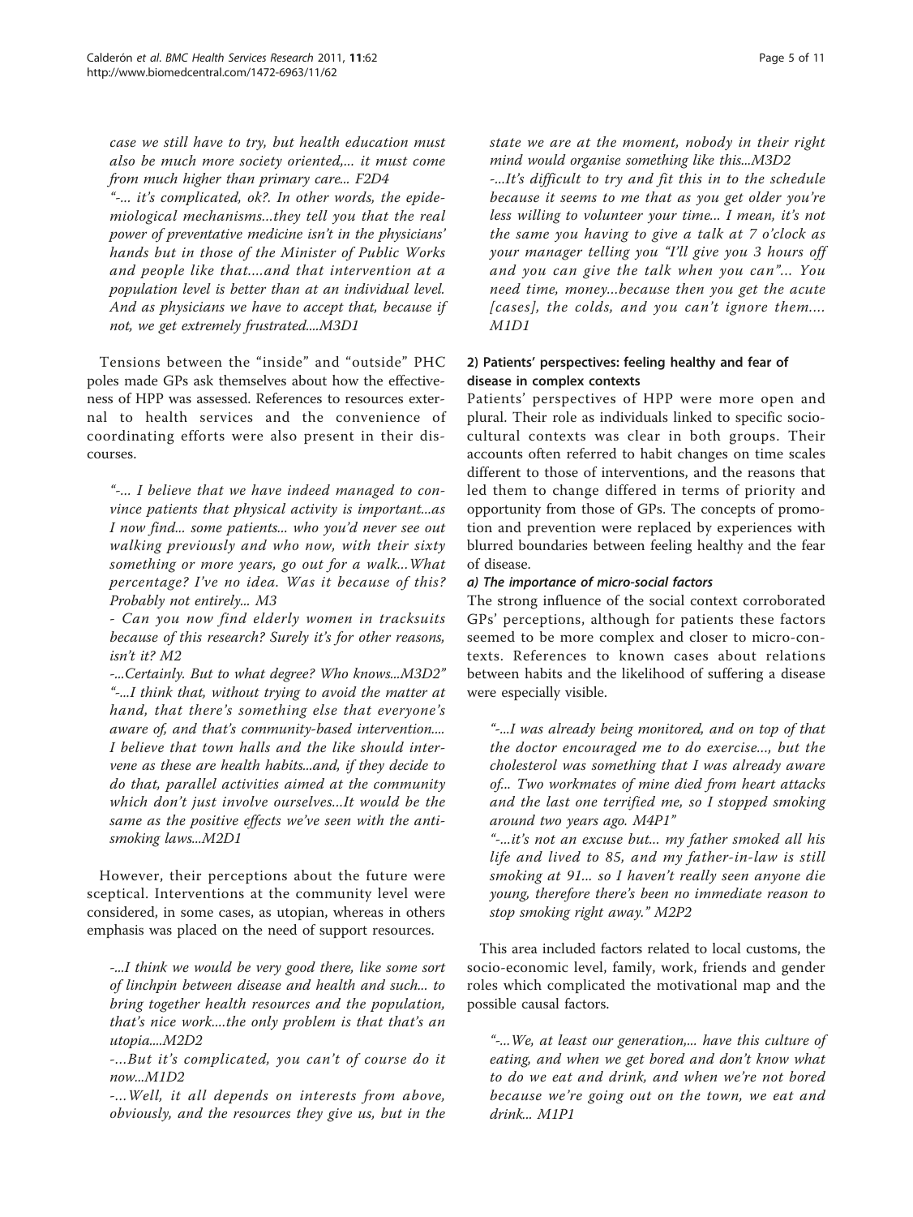*case we still have to try, but health education must also be much more society oriented,... it must come from much higher than primary care... F2D4*

*"-... it's complicated, ok?. In other words, the epidemiological mechanisms...they tell you that the real power of preventative medicine isn't in the physicians' hands but in those of the Minister of Public Works and people like that....and that intervention at a population level is better than at an individual level. And as physicians we have to accept that, because if not, we get extremely frustrated....M3D1*

Tensions between the "inside" and "outside" PHC poles made GPs ask themselves about how the effectiveness of HPP was assessed. References to resources external to health services and the convenience of coordinating efforts were also present in their discourses.

*"-... I believe that we have indeed managed to convince patients that physical activity is important...as I now find... some patients... who you'd never see out walking previously and who now, with their sixty something or more years, go out for a walk...What percentage? I've no idea. Was it because of this? Probably not entirely... M3*

*- Can you now find elderly women in tracksuits because of this research? Surely it's for other reasons, isn't it? M2*

*-...Certainly. But to what degree? Who knows...M3D2"*

*"-...I think that, without trying to avoid the matter at hand, that there's something else that everyone's aware of, and that's community-based intervention.... I believe that town halls and the like should intervene as these are health habits...and, if they decide to do that, parallel activities aimed at the community which don't just involve ourselves...It would be the same as the positive effects we've seen with the anti-smoking laws...M2D1*

However, their perceptions about the future were sceptical. Interventions at the community level were considered, in some cases, as utopian, whereas in others emphasis was placed on the need of support resources.

*-...I think we would be very good there, like some sort of linchpin between disease and health and such... to bring together health resources and the population, that's nice work....the only problem is that that's an utopia....M2D2*

*-...But it's complicated, you can't of course do it now...M1D2*

*-...Well, it all depends on interests from above, obviously, and the resources they give us, but in the state we are at the moment, nobody in their right mind would organise something like this...M3D2*

*-...It's difficult to try and fit this in to the schedule because it seems to me that as you get older you're less willing to volunteer your time... I mean, it's not the same you having to give a talk at 7 o'clock as your manager telling you "I'll give you 3 hours off and you can give the talk when you can"... You need time, money...because then you get the acute [cases], the colds, and you can't ignore them.... M1D1*

### 2) Patients' perspectives: feeling healthy and fear of disease in complex contexts

Patients' perspectives of HPP were more open and plural. Their role as individuals linked to specific sociocultural contexts was clear in both groups. Their accounts often referred to habit changes on time scales different to those of interventions, and the reasons that led them to change differed in terms of priority and opportunity from those of GPs. The concepts of promotion and prevention were replaced by experiences with blurred boundaries between feeling healthy and the fear of disease.

#### *a) The importance of micro-social factors*

The strong influence of the social context corroborated GPs' perceptions, although for patients these factors seemed to be more complex and closer to micro-contexts. References to known cases about relations between habits and the likelihood of suffering a disease were especially visible.

*"-...I was already being monitored, and on top of that the doctor encouraged me to do exercise..., but the cholesterol was something that I was already aware of... Two workmates of mine died from heart attacks and the last one terrified me, so I stopped smoking around two years ago. M4P1"*

*"-...it's not an excuse but... my father smoked all his life and lived to 85, and my father-in-law is still smoking at 91... so I haven't really seen anyone die young, therefore there's been no immediate reason to stop smoking right away." M2P2*

This area included factors related to local customs, the socio-economic level, family, work, friends and gender roles which complicated the motivational map and the possible causal factors.

*"-...We, at least our generation,... have this culture of eating, and when we get bored and don't know what to do we eat and drink, and when we're not bored because we're going out on the town, we eat and drink... M1P1*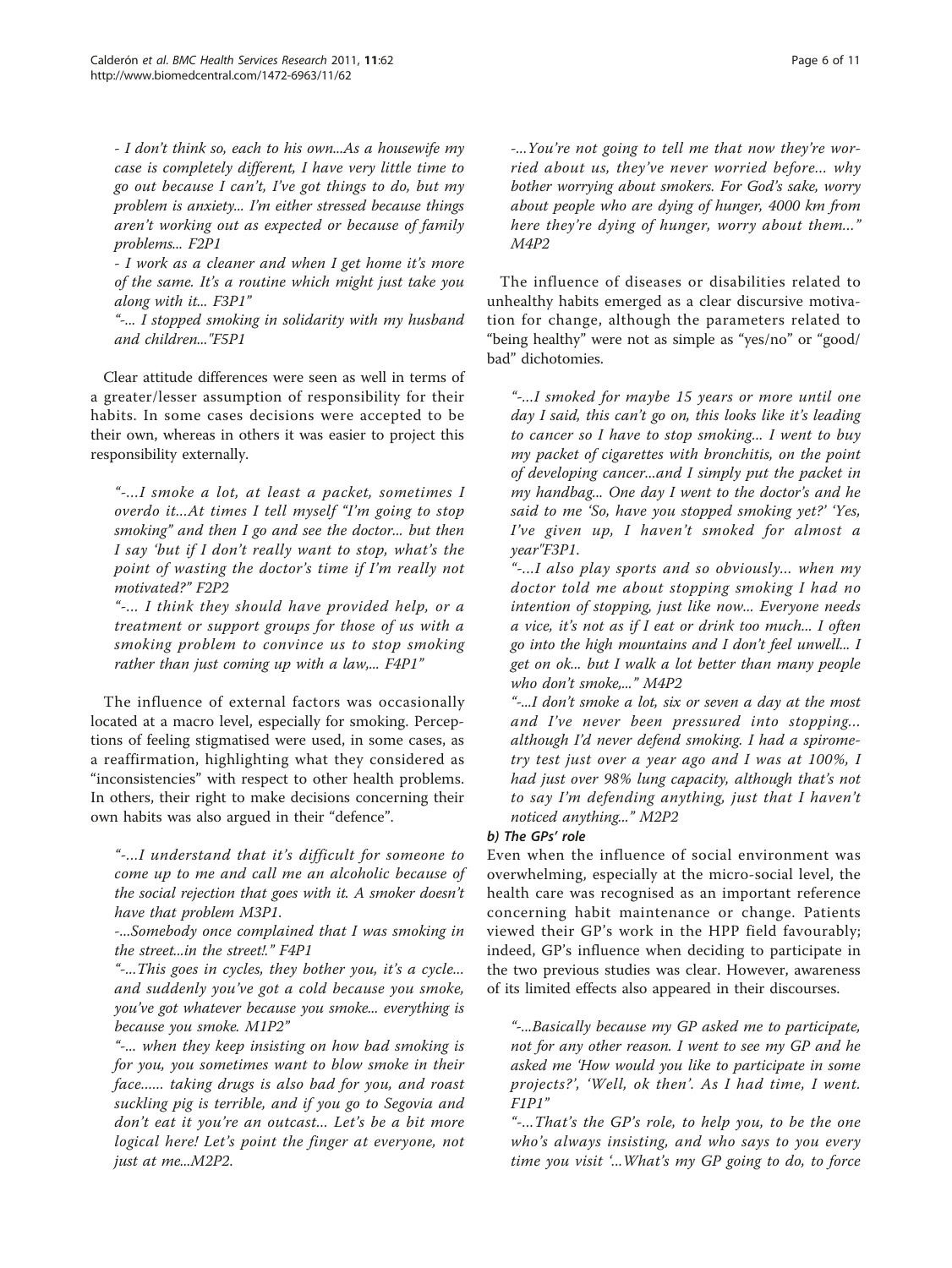*- I don't think so, each to his own...As a housewife my case is completely different, I have very little time to go out because I can't, I've got things to do, but my problem is anxiety... I'm either stressed because things aren't working out as expected or because of family problems... F2P1*

*- I work as a cleaner and when I get home it's more of the same. It's a routine which might just take you along with it... F3P1"*

*"-... I stopped smoking in solidarity with my husband and children..."F5P1*

Clear attitude differences were seen as well in terms of a greater/lesser assumption of responsibility for their habits. In some cases decisions were accepted to be their own, whereas in others it was easier to project this responsibility externally.

*"-...I smoke a lot, at least a packet, sometimes I overdo it...At times I tell myself "I'm going to stop smoking" and then I go and see the doctor... but then I say 'but if I don't really want to stop, what's the point of wasting the doctor's time if I'm really not motivated?" F2P2*

*"-... I think they should have provided help, or a treatment or support groups for those of us with a smoking problem to convince us to stop smoking rather than just coming up with a law,... F4P1"*

The influence of external factors was occasionally located at a macro level, especially for smoking. Perceptions of feeling stigmatised were used, in some cases, as a reaffirmation, highlighting what they considered as "inconsistencies" with respect to other health problems. In others, their right to make decisions concerning their own habits was also argued in their "defence".

*"-...I understand that it's difficult for someone to come up to me and call me an alcoholic because of the social rejection that goes with it. A smoker doesn't have that problem M3P1.*

*-...Somebody once complained that I was smoking in the street...in the street!." F4P1*

*"-...This goes in cycles, they bother you, it's a cycle... and suddenly you've got a cold because you smoke, you've got whatever because you smoke... everything is because you smoke. M1P2"*

*"-... when they keep insisting on how bad smoking is for you, you sometimes want to blow smoke in their face...... taking drugs is also bad for you, and roast suckling pig is terrible, and if you go to Segovia and don't eat it you're an outcast... Let's be a bit more logical here! Let's point the finger at everyone, not just at me...M2P2.*

*-...You're not going to tell me that now they're worried about us, they've never worried before... why bother worrying about smokers. For God's sake, worry about people who are dying of hunger, 4000 km from here they're dying of hunger, worry about them..." M4P2*

The influence of diseases or disabilities related to unhealthy habits emerged as a clear discursive motivation for change, although the parameters related to "being healthy" were not as simple as "yes/no" or "good/bad" dichotomies.

*"-...I smoked for maybe 15 years or more until one day I said, this can't go on, this looks like it's leading to cancer so I have to stop smoking... I went to buy my packet of cigarettes with bronchitis, on the point of developing cancer...and I simply put the packet in my handbag... One day I went to the doctor's and he said to me 'So, have you stopped smoking yet?' 'Yes, I've given up, I haven't smoked for almost a year"F3P1.*

*"-...I also play sports and so obviously... when my doctor told me about stopping smoking I had no intention of stopping, just like now... Everyone needs a vice, it's not as if I eat or drink too much... I often go into the high mountains and I don't feel unwell... I get on ok... but I walk a lot better than many people who don't smoke,..." M4P2*

*"-...I don't smoke a lot, six or seven a day at the most and I've never been pressured into stopping... although I'd never defend smoking. I had a spirometry test just over a year ago and I was at 100%, I had just over 98% lung capacity, although that's not to say I'm defending anything, just that I haven't noticed anything..." M2P2*

### b) The GPs' role

Even when the influence of social environment was overwhelming, especially at the micro-social level, the health care was recognised as an important reference concerning habit maintenance or change. Patients viewed their GP's work in the HPP field favourably; indeed, GP's influence when deciding to participate in the two previous studies was clear. However, awareness of its limited effects also appeared in their discourses.

*"-...Basically because my GP asked me to participate, not for any other reason. I went to see my GP and he asked me 'How would you like to participate in some projects?', 'Well, ok then'. As I had time, I went. F1P1"*

*"-...That's the GP's role, to help you, to be the one who's always insisting, and who says to you every time you visit '...What's my GP going to do, to force*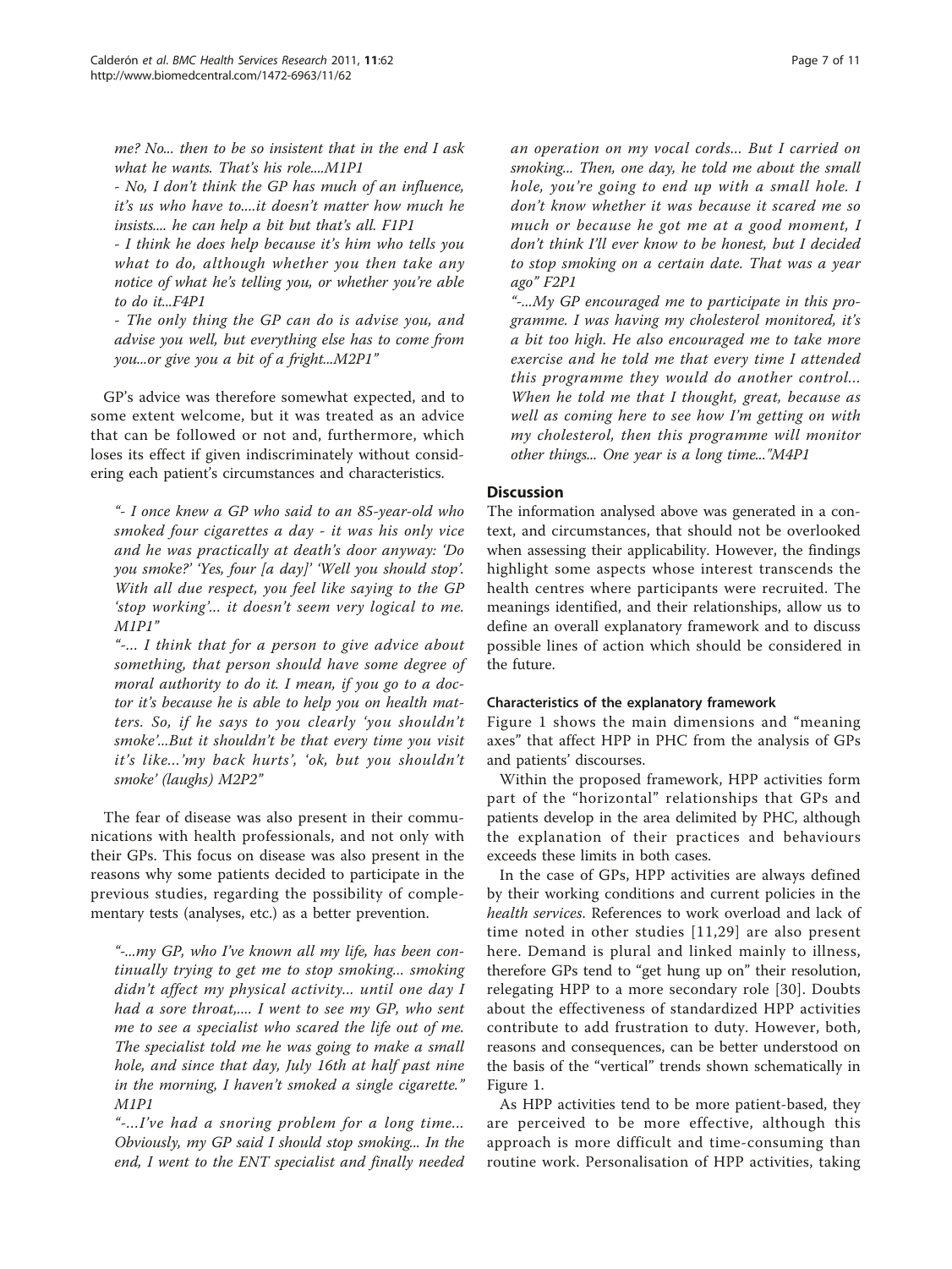*me? No... then to be so insistent that in the end I ask what he wants. That's his role....M1P1*

*- No, I don't think the GP has much of an influence, it's us who have to....it doesn't matter how much he insists.... he can help a bit but that's all. F1P1*

*- I think he does help because it's him who tells you what to do, although whether you then take any notice of what he's telling you, or whether you're able to do it...F4P1*

*- The only thing the GP can do is advise you, and advise you well, but everything else has to come from you...or give you a bit of a fright...M2P1"*

GP's advice was therefore somewhat expected, and to some extent welcome, but it was treated as an advice that can be followed or not and, furthermore, which loses its effect if given indiscriminately without considering each patient's circumstances and characteristics.

*"- I once knew a GP who said to an 85-year-old who smoked four cigarettes a day - it was his only vice and he was practically at death's door anyway: 'Do you smoke?' 'Yes, four [a day]' 'Well you should stop'. With all due respect, you feel like saying to the GP 'stop working'... it doesn't seem very logical to me. M1P1"*

*"-... I think that for a person to give advice about something, that person should have some degree of moral authority to do it. I mean, if you go to a doctor it's because he is able to help you on health matters. So, if he says to you clearly 'you shouldn't smoke'...But it shouldn't be that every time you visit it's like...'my back hurts', 'ok, but you shouldn't smoke' (laughs) M2P2"*

The fear of disease was also present in their communications with health professionals, and not only with their GPs. This focus on disease was also present in the reasons why some patients decided to participate in the previous studies, regarding the possibility of complementary tests (analyses, etc.) as a better prevention.

*"-...my GP, who I've known all my life, has been continually trying to get me to stop smoking... smoking didn't affect my physical activity... until one day I had a sore throat,.... I went to see my GP, who sent me to see a specialist who scared the life out of me. The specialist told me he was going to make a small hole, and since that day, July 16th at half past nine in the morning, I haven't smoked a single cigarette." M1P1*

*"-...I've had a snoring problem for a long time... Obviously, my GP said I should stop smoking... In the end, I went to the ENT specialist and finally needed an operation on my vocal cords... But I carried on smoking... Then, one day, he told me about the small hole, you're going to end up with a small hole. I don't know whether it was because it scared me so much or because he got me at a good moment, I don't think I'll ever know to be honest, but I decided to stop smoking on a certain date. That was a year ago" F2P1*

*"-...My GP encouraged me to participate in this programme. I was having my cholesterol monitored, it's a bit too high. He also encouraged me to take more exercise and he told me that every time I attended this programme they would do another control... When he told me that I thought, great, because as well as coming here to see how I'm getting on with my cholesterol, then this programme will monitor other things... One year is a long time..."M4P1*

## Discussion

The information analysed above was generated in a context, and circumstances, that should not be overlooked when assessing their applicability. However, the findings highlight some aspects whose interest transcends the health centres where participants were recruited. The meanings identified, and their relationships, allow us to define an overall explanatory framework and to discuss possible lines of action which should be considered in the future.

### Characteristics of the explanatory framework

Figure 1 shows the main dimensions and "meaning axes" that affect HPP in PHC from the analysis of GPs and patients' discourses.

Within the proposed framework, HPP activities form part of the "horizontal" relationships that GPs and patients develop in the area delimited by PHC, although the explanation of their practices and behaviours exceeds these limits in both cases.

In the case of GPs, HPP activities are always defined by their working conditions and current policies in the *health services*. References to work overload and lack of time noted in other studies [11,29] are also present here. Demand is plural and linked mainly to illness, therefore GPs tend to "get hung up on" their resolution, relegating HPP to a more secondary role [30]. Doubts about the effectiveness of standardized HPP activities contribute to add frustration to duty. However, both, reasons and consequences, can be better understood on the basis of the "vertical" trends shown schematically in Figure 1.

As HPP activities tend to be more patient-based, they are perceived to be more effective, although this approach is more difficult and time-consuming than routine work. Personalisation of HPP activities, taking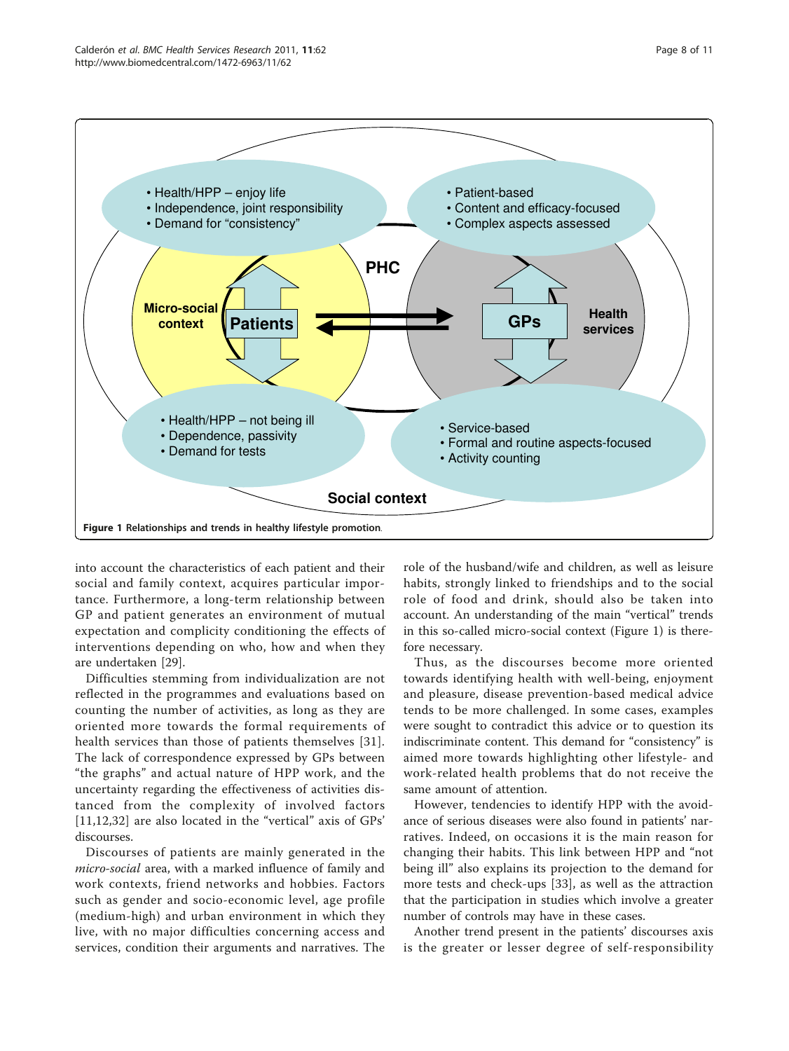**Figure 1 Relationships and trends in healthy lifestyle promotion.**

into account the characteristics of each patient and their social and family context, acquires particular importance. Furthermore, a long-term relationship between GP and patient generates an environment of mutual expectation and complicity conditioning the effects of interventions depending on who, how and when they are undertaken [29].

Difficulties stemming from individualization are not reflected in the programmes and evaluations based on counting the number of activities, as long as they are oriented more towards the formal requirements of health services than those of patients themselves [31]. The lack of correspondence expressed by GPs between "the graphs" and actual nature of HPP work, and the uncertainty regarding the effectiveness of activities distanced from the complexity of involved factors [11,12,32] are also located in the "vertical" axis of GPs' discourses.

Discourses of patients are mainly generated in the *micro-social* area, with a marked influence of family and work contexts, friend networks and hobbies. Factors such as gender and socio-economic level, age profile (medium-high) and urban environment in which they live, with no major difficulties concerning access and services, condition their arguments and narratives. The role of the husband/wife and children, as well as leisure habits, strongly linked to friendships and to the social role of food and drink, should also be taken into account. An understanding of the main "vertical" trends in this so-called micro-social context (Figure 1) is therefore necessary.

Thus, as the discourses become more oriented towards identifying health with well-being, enjoyment and pleasure, disease prevention-based medical advice tends to be more challenged. In some cases, examples were sought to contradict this advice or to question its indiscriminate content. This demand for "consistency" is aimed more towards highlighting other lifestyle- and work-related health problems that do not receive the same amount of attention.

However, tendencies to identify HPP with the avoidance of serious diseases were also found in patients' narratives. Indeed, on occasions it is the main reason for changing their habits. This link between HPP and "not being ill" also explains its projection to the demand for more tests and check-ups [33], as well as the attraction that the participation in studies which involve a greater number of controls may have in these cases.

Another trend present in the patients' discourses axis is the greater or lesser degree of self-responsibility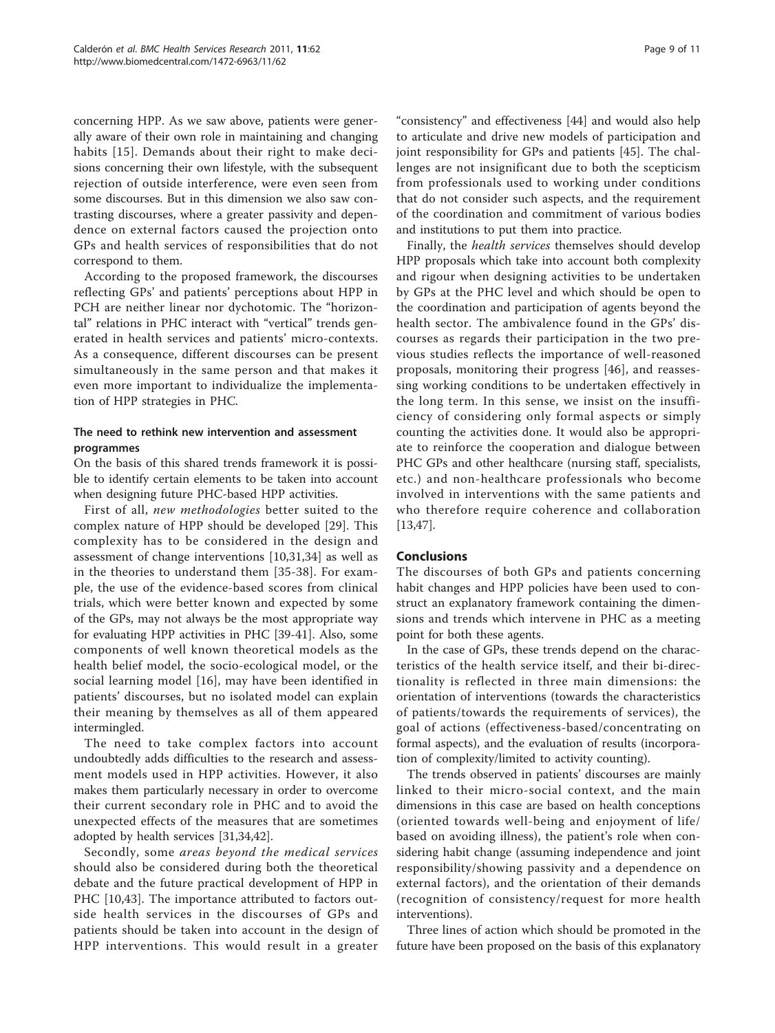concerning HPP. As we saw above, patients were generally aware of their own role in maintaining and changing habits [15]. Demands about their right to make decisions concerning their own lifestyle, with the subsequent rejection of outside interference, were even seen from some discourses. But in this dimension we also saw contrasting discourses, where a greater passivity and dependence on external factors caused the projection onto GPs and health services of responsibilities that do not correspond to them.

According to the proposed framework, the discourses reflecting GPs' and patients' perceptions about HPP in PCH are neither linear nor dychotomic. The "horizontal" relations in PHC interact with "vertical" trends generated in health services and patients' micro-contexts. As a consequence, different discourses can be present simultaneously in the same person and that makes it even more important to individualize the implementation of HPP strategies in PHC.

### The need to rethink new intervention and assessment programmes

On the basis of this shared trends framework it is possible to identify certain elements to be taken into account when designing future PHC-based HPP activities.

First of all, *new methodologies* better suited to the complex nature of HPP should be developed [29]. This complexity has to be considered in the design and assessment of change interventions [10,31,34] as well as in the theories to understand them [35-38]. For example, the use of the evidence-based scores from clinical trials, which were better known and expected by some of the GPs, may not always be the most appropriate way for evaluating HPP activities in PHC [39-41]. Also, some components of well known theoretical models as the health belief model, the socio-ecological model, or the social learning model [16], may have been identified in patients' discourses, but no isolated model can explain their meaning by themselves as all of them appeared intermingled.

The need to take complex factors into account undoubtedly adds difficulties to the research and assessment models used in HPP activities. However, it also makes them particularly necessary in order to overcome their current secondary role in PHC and to avoid the unexpected effects of the measures that are sometimes adopted by health services [31,34,42].

Secondly, some *areas beyond the medical services* should also be considered during both the theoretical debate and the future practical development of HPP in PHC [10,43]. The importance attributed to factors outside health services in the discourses of GPs and patients should be taken into account in the design of HPP interventions. This would result in a greater "consistency" and effectiveness [44] and would also help to articulate and drive new models of participation and joint responsibility for GPs and patients [45]. The challenges are not insignificant due to both the scepticism from professionals used to working under conditions that do not consider such aspects, and the requirement of the coordination and commitment of various bodies and institutions to put them into practice.

Finally, the *health services* themselves should develop HPP proposals which take into account both complexity and rigour when designing activities to be undertaken by GPs at the PHC level and which should be open to the coordination and participation of agents beyond the health sector. The ambivalence found in the GPs' discourses as regards their participation in the two previous studies reflects the importance of well-reasoned proposals, monitoring their progress [46], and reassessing working conditions to be undertaken effectively in the long term. In this sense, we insist on the insufficiency of considering only formal aspects or simply counting the activities done. It would also be appropriate to reinforce the cooperation and dialogue between PHC GPs and other healthcare (nursing staff, specialists, etc.) and non-healthcare professionals who become involved in interventions with the same patients and who therefore require coherence and collaboration [13,47].

## Conclusions

The discourses of both GPs and patients concerning habit changes and HPP policies have been used to construct an explanatory framework containing the dimensions and trends which intervene in PHC as a meeting point for both these agents.

In the case of GPs, these trends depend on the characteristics of the health service itself, and their bi-directionality is reflected in three main dimensions: the orientation of interventions (towards the characteristics of patients/towards the requirements of services), the goal of actions (effectiveness-based/concentrating on formal aspects), and the evaluation of results (incorporation of complexity/limited to activity counting).

The trends observed in patients' discourses are mainly linked to their micro-social context, and the main dimensions in this case are based on health conceptions (oriented towards well-being and enjoyment of life/based on avoiding illness), the patient's role when considering habit change (assuming independence and joint responsibility/showing passivity and a dependence on external factors), and the orientation of their demands (recognition of consistency/request for more health interventions).

Three lines of action which should be promoted in the future have been proposed on the basis of this explanatory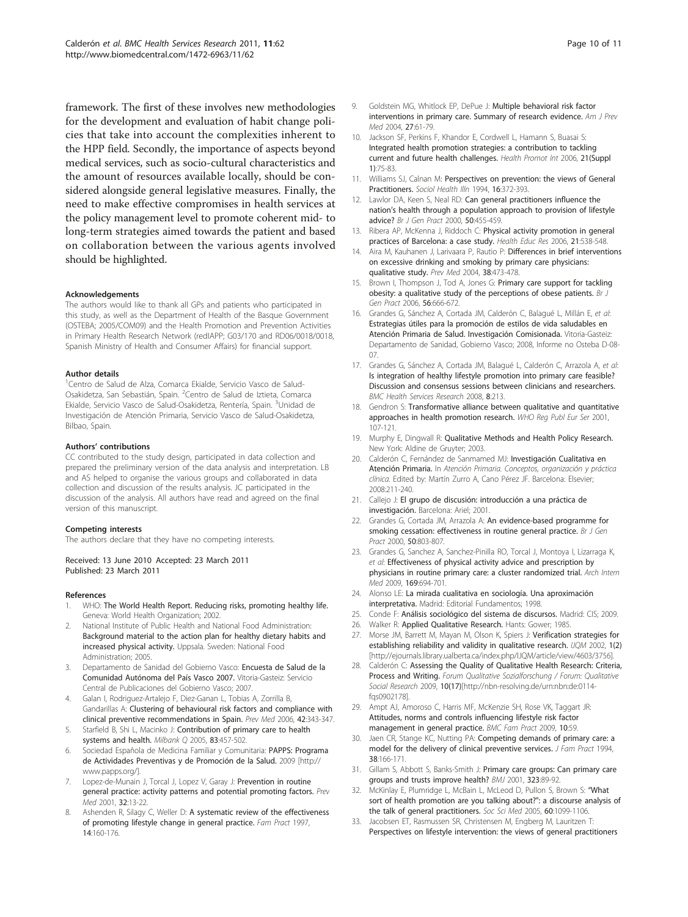framework. The first of these involves new methodologies for the development and evaluation of habit change policies that take into account the complexities inherent to the HPP field. Secondly, the importance of aspects beyond medical services, such as socio-cultural characteristics and the amount of resources available locally, should be considered alongside general legislative measures. Finally, the need to make effective compromises in health services at the policy management level to promote coherent mid- to long-term strategies aimed towards the patient and based on collaboration between the various agents involved should be highlighted.

#### Acknowledgements

The authors would like to thank all GPs and patients who participated in this study, as well as the Department of Health of the Basque Government (OSTEBA; 2005/COM09) and the Health Promotion and Prevention Activities in Primary Health Research Network (redIAPP; G03/170 and RD06/0018/0018, Spanish Ministry of Health and Consumer Affairs) for financial support.

#### Author details

[1]Centro de Salud de Alza, Comarca Ekialde, Servicio Vasco de Salud-Osakidetza, San Sebastián, Spain. [2]Centro de Salud de Iztieta, Comarca Ekialde, Servicio Vasco de Salud-Osakidetza, Rentería, Spain. [3]Unidad de Investigación de Atención Primaria, Servicio Vasco de Salud-Osakidetza, Bilbao, Spain.

#### Authors' contributions

CC contributed to the study design, participated in data collection and prepared the preliminary version of the data analysis and interpretation. LB and AS helped to organise the various groups and collaborated in data collection and discussion of the results analysis. JC participated in the discussion of the analysis. All authors have read and agreed on the final version of this manuscript.

#### Competing interests

The authors declare that they have no competing interests.

Received: 13 June 2010 Accepted: 23 March 2011
Published: 23 March 2011

#### References

1. WHO: **The World Health Report. Reducing risks, promoting healthy life.** Geneva: World Health Organization; 2002.
2. National Institute of Public Health and National Food Administration: **Background material to the action plan for healthy dietary habits and increased physical activity.** Uppsala. Sweden: National Food Administration; 2005.
3. Departamento de Sanidad del Gobierno Vasco: **Encuesta de Salud de la Comunidad Autónoma del País Vasco 2007.** Vitoria-Gasteiz: Servicio Central de Publicaciones del Gobierno Vasco; 2007.
4. Galan I, Rodriguez-Artalejo F, Diez-Ganan L, Tobias A, Zorrilla B, Gandarillas A: **Clustering of behavioural risk factors and compliance with clinical preventive recommendations in Spain.** *Prev Med* 2006, **42**:343-347.
5. Starfield B, Shi L, Macinko J: **Contribution of primary care to health systems and health.** *Milbank Q* 2005, **83**:457-502.
6. Sociedad Española de Medicina Familiar y Comunitaria: **PAPPS: Programa de Actividades Preventivas y de Promoción de la Salud.** 2009 [http://www.papps.org/].
7. Lopez-de-Munain J, Torcal J, Lopez V, Garay J: **Prevention in routine general practice: activity patterns and potential promoting factors.** *Prev Med* 2001, **32**:13-22.
8. Ashenden R, Silagy C, Weller D: **A systematic review of the effectiveness of promoting lifestyle change in general practice.** *Fam Pract* 1997, **14**:160-176.
9. Goldstein MG, Whitlock EP, DePue J: **Multiple behavioral risk factor interventions in primary care. Summary of research evidence.** *Am J Prev Med* 2004, **27**:61-79.
10. Jackson SF, Perkins F, Khandor E, Cordwell L, Hamann S, Buasai S: **Integrated health promotion strategies: a contribution to tackling current and future health challenges.** *Health Promot Int* 2006, **21(Suppl 1)**:75-83.
11. Williams SJ, Calnan M: **Perspectives on prevention: the views of General Practitioners.** *Sociol Health Illn* 1994, **16**:372-393.
12. Lawlor DA, Keen S, Neal RD: **Can general practitioners influence the nation's health through a population approach to provision of lifestyle advice?** *Br J Gen Pract* 2000, **50**:455-459.
13. Ribera AP, McKenna J, Riddoch C: **Physical activity promotion in general practices of Barcelona: a case study.** *Health Educ Res* 2006, **21**:538-548.
14. Aira M, Kauhanen J, Larivaara P, Rautio P: **Differences in brief interventions on excessive drinking and smoking by primary care physicians: qualitative study.** *Prev Med* 2004, **38**:473-478.
15. Brown I, Thompson J, Tod A, Jones G: **Primary care support for tackling obesity: a qualitative study of the perceptions of obese patients.** *Br J Gen Pract* 2006, **56**:666-672.
16. Grandes G, Sánchez A, Cortada JM, Calderón C, Balagué L, Millán E, *et al*: **Estrategias útiles para la promoción de estilos de vida saludables en Atención Primaria de Salud. Investigación Comisionada.** Vitoria-Gasteiz: Departamento de Sanidad, Gobierno Vasco; 2008, Informe no Osteba D-08-07.
17. Grandes G, Sánchez A, Cortada JM, Balagué L, Calderón C, Arrazola A, *et al*: **Is integration of healthy lifestyle promotion into primary care feasible? Discussion and consensus sessions between clinicians and researchers.** *BMC Health Services Research* 2008, **8**:213.
18. Gendron S: **Transformative alliance between qualitative and quantitative approaches in health promotion research.** *WHO Reg Publ Eur Ser* 2001, 107-121.
19. Murphy E, Dingwall R: **Qualitative Methods and Health Policy Research.** New York: Aldine de Gruyter; 2003.
20. Calderón C, Fernández de Sanmamed MJ: **Investigación Cualitativa en Atención Primaria.** In *Atención Primaria. Conceptos, organización y práctica clínica.* Edited by: Martín Zurro A, Cano Pérez JF. Barcelona: Elsevier; 2008:211-240.
21. Callejo J: **El grupo de discusión: introducción a una práctica de investigación.** Barcelona: Ariel; 2001.
22. Grandes G, Cortada JM, Arrazola A: **An evidence-based programme for smoking cessation: effectiveness in routine general practice.** *Br J Gen Pract* 2000, **50**:803-807.
23. Grandes G, Sanchez A, Sanchez-Pinilla RO, Torcal J, Montoya I, Lizarraga K, *et al*: **Effectiveness of physical activity advice and prescription by physicians in routine primary care: a cluster randomized trial.** *Arch Intern Med* 2009, **169**:694-701.
24. Alonso LE: **La mirada cualitativa en sociología. Una aproximación interpretativa.** Madrid: Editorial Fundamentos; 1998.
25. Conde F: **Análisis sociológico del sistema de discursos.** Madrid: CIS; 2009.
26. Walker R: **Applied Qualitative Research.** Hants: Gower; 1985.
27. Morse JM, Barrett M, Mayan M, Olson K, Spiers J: **Verification strategies for establishing reliability and validity in qualitative research.** *IJQM* 2002, **1(2)** [http://ejournals.library.ualberta.ca/index.php/IJQM/article/view/4603/3756].
28. Calderón C: **Assessing the Quality of Qualitative Health Research: Criteria, Process and Writing.** *Forum Qualitative Sozialforschung / Forum: Qualitative Social Research* 2009, **10(17)**[http://nbn-resolving.de/urn:nbn:de:0114-fqs0902178].
29. Ampt AJ, Amoroso C, Harris MF, McKenzie SH, Rose VK, Taggart JR: **Attitudes, norms and controls influencing lifestyle risk factor management in general practice.** *BMC Fam Pract* 2009, **10**:59.
30. Jaen CR, Stange KC, Nutting PA: **Competing demands of primary care: a model for the delivery of clinical preventive services.** *J Fam Pract* 1994, **38**:166-171.
31. Gillam S, Abbott S, Banks-Smith J: **Primary care groups: Can primary care groups and trusts improve health?** *BMJ* 2001, **323**:89-92.
32. McKinlay E, Plumridge L, McBain L, McLeod D, Pullon S, Brown S: **"What sort of health promotion are you talking about?": a discourse analysis of the talk of general practitioners.** *Soc Sci Med* 2005, **60**:1099-1106.
33. Jacobsen ET, Rasmussen SR, Christensen M, Engberg M, Lauritzen T: **Perspectives on lifestyle intervention: the views of general practitioners**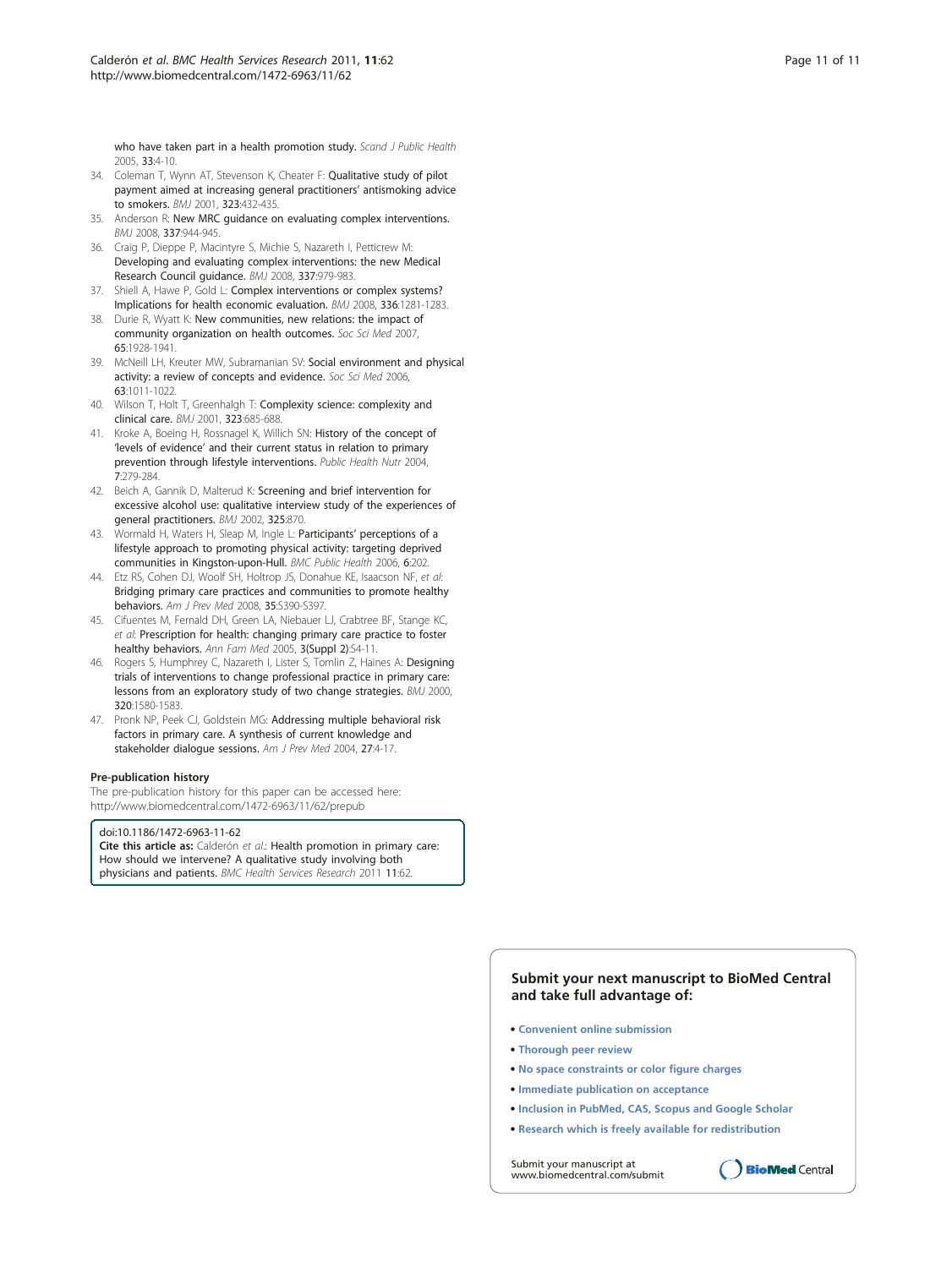who have taken part in a health promotion study. *Scand J Public Health* 2005, **33**:4-10.

34. Coleman T, Wynn AT, Stevenson K, Cheater F: **Qualitative study of pilot payment aimed at increasing general practitioners' antismoking advice to smokers.** *BMJ* 2001, **323**:432-435.
35. Anderson R: **New MRC guidance on evaluating complex interventions.** *BMJ* 2008, **337**:944-945.
36. Craig P, Dieppe P, Macintyre S, Michie S, Nazareth I, Petticrew M: **Developing and evaluating complex interventions: the new Medical Research Council guidance.** *BMJ* 2008, **337**:979-983.
37. Shiell A, Hawe P, Gold L: **Complex interventions or complex systems? Implications for health economic evaluation.** *BMJ* 2008, **336**:1281-1283.
38. Durie R, Wyatt K: **New communities, new relations: the impact of community organization on health outcomes.** *Soc Sci Med* 2007, **65**:1928-1941.
39. McNeill LH, Kreuter MW, Subramanian SV: **Social environment and physical activity: a review of concepts and evidence.** *Soc Sci Med* 2006, **63**:1011-1022.
40. Wilson T, Holt T, Greenhalgh T: **Complexity science: complexity and clinical care.** *BMJ* 2001, **323**:685-688.
41. Kroke A, Boeing H, Rossnagel K, Willich SN: **History of the concept of 'levels of evidence' and their current status in relation to primary prevention through lifestyle interventions.** *Public Health Nutr* 2004, **7**:279-284.
42. Beich A, Gannik D, Malterud K: **Screening and brief intervention for excessive alcohol use: qualitative interview study of the experiences of general practitioners.** *BMJ* 2002, **325**:870.
43. Wormald H, Waters H, Sleap M, Ingle L: **Participants' perceptions of a lifestyle approach to promoting physical activity: targeting deprived communities in Kingston-upon-Hull.** *BMC Public Health* 2006, **6**:202.
44. Etz RS, Cohen DJ, Woolf SH, Holtrop JS, Donahue KE, Isaacson NF, *et al*: **Bridging primary care practices and communities to promote healthy behaviors.** *Am J Prev Med* 2008, **35**:S390-S397.
45. Cifuentes M, Fernald DH, Green LA, Niebauer LJ, Crabtree BF, Stange KC, *et al*: **Prescription for health: changing primary care practice to foster healthy behaviors.** *Ann Fam Med* 2005, **3(Suppl 2)**:S4-11.
46. Rogers S, Humphrey C, Nazareth I, Lister S, Tomlin Z, Haines A: **Designing trials of interventions to change professional practice in primary care: lessons from an exploratory study of two change strategies.** *BMJ* 2000, **320**:1580-1583.
47. Pronk NP, Peek CJ, Goldstein MG: **Addressing multiple behavioral risk factors in primary care. A synthesis of current knowledge and stakeholder dialogue sessions.** *Am J Prev Med* 2004, **27**:4-17.

### Pre-publication history

The pre-publication history for this paper can be accessed here:
http://www.biomedcentral.com/1472-6963/11/62/prepub

doi:10.1186/1472-6963-11-62
**Cite this article as:** Calderón *et al.*: Health promotion in primary care: How should we intervene? A qualitative study involving both physicians and patients. *BMC Health Services Research* 2011 **11**:62.

**Submit your next manuscript to BioMed Central and take full advantage of:**

- **Convenient online submission**
- **Thorough peer review**
- **No space constraints or color figure charges**
- **Immediate publication on acceptance**
- **Inclusion in PubMed, CAS, Scopus and Google Scholar**
- **Research which is freely available for redistribution**

Submit your manuscript at
www.biomedcentral.com/submit

BioMed Central